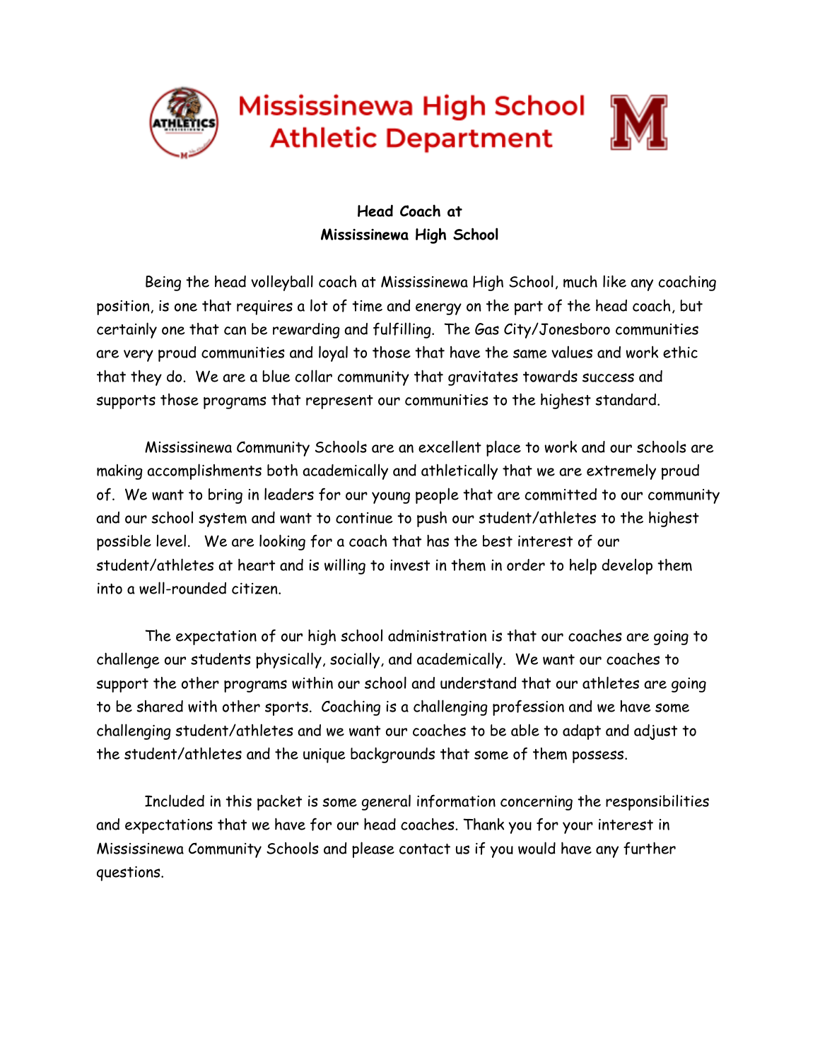# Mississinewa High School Athletic Department

**Head Coach at**
**Mississinewa High School**

Being the head volleyball coach at Mississinewa High School, much like any coaching position, is one that requires a lot of time and energy on the part of the head coach, but certainly one that can be rewarding and fulfilling. The Gas City/Jonesboro communities are very proud communities and loyal to those that have the same values and work ethic that they do. We are a blue collar community that gravitates towards success and supports those programs that represent our communities to the highest standard.

Mississinewa Community Schools are an excellent place to work and our schools are making accomplishments both academically and athletically that we are extremely proud of. We want to bring in leaders for our young people that are committed to our community and our school system and want to continue to push our student/athletes to the highest possible level. We are looking for a coach that has the best interest of our student/athletes at heart and is willing to invest in them in order to help develop them into a well-rounded citizen.

The expectation of our high school administration is that our coaches are going to challenge our students physically, socially, and academically. We want our coaches to support the other programs within our school and understand that our athletes are going to be shared with other sports. Coaching is a challenging profession and we have some challenging student/athletes and we want our coaches to be able to adapt and adjust to the student/athletes and the unique backgrounds that some of them possess.

Included in this packet is some general information concerning the responsibilities and expectations that we have for our head coaches. Thank you for your interest in Mississinewa Community Schools and please contact us if you would have any further questions.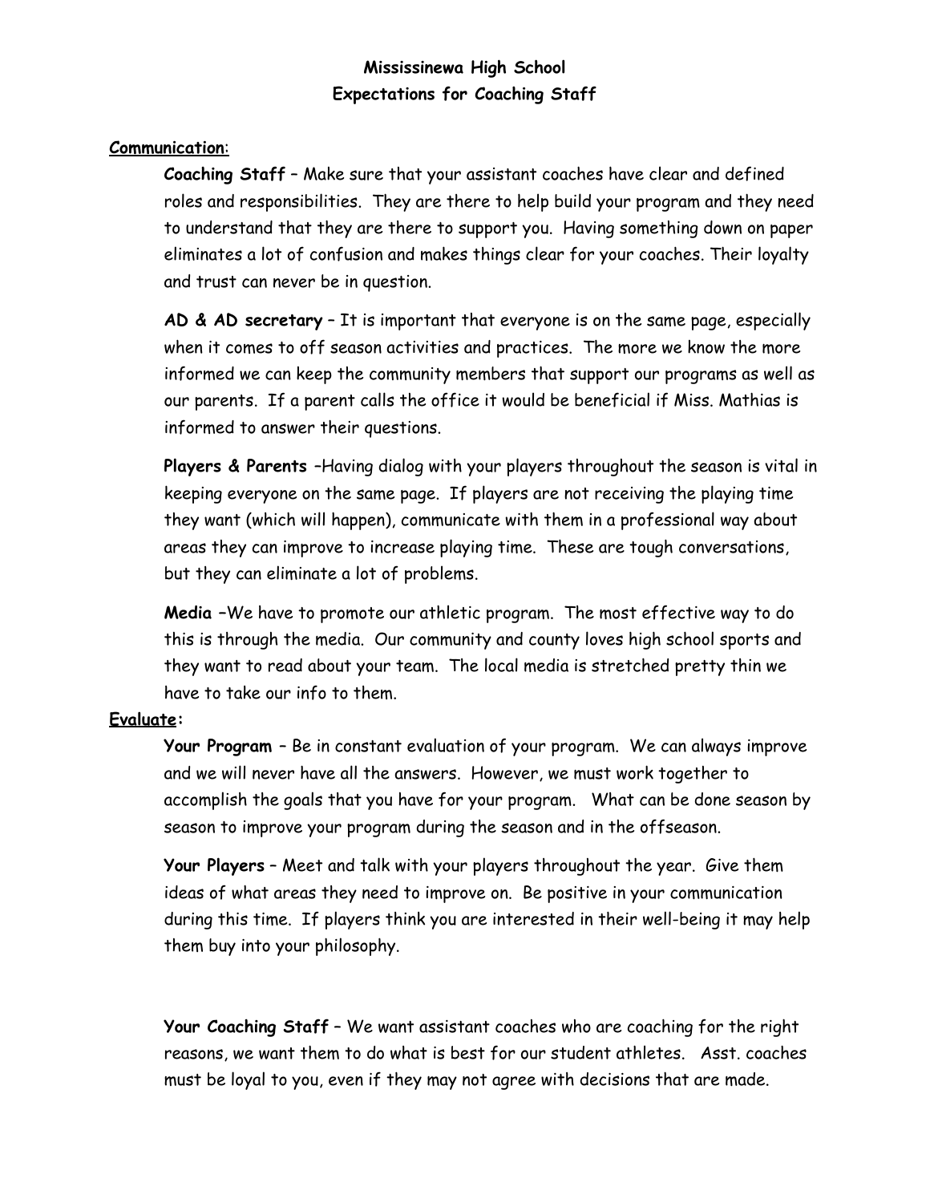# Mississinewa High School
## Expectations for Coaching Staff

**Communication:**

**Coaching Staff** – Make sure that your assistant coaches have clear and defined roles and responsibilities. They are there to help build your program and they need to understand that they are there to support you. Having something down on paper eliminates a lot of confusion and makes things clear for your coaches. Their loyalty and trust can never be in question.

**AD & AD secretary** – It is important that everyone is on the same page, especially when it comes to off season activities and practices. The more we know the more informed we can keep the community members that support our programs as well as our parents. If a parent calls the office it would be beneficial if Miss. Mathias is informed to answer their questions.

**Players & Parents** –Having dialog with your players throughout the season is vital in keeping everyone on the same page. If players are not receiving the playing time they want (which will happen), communicate with them in a professional way about areas they can improve to increase playing time. These are tough conversations, but they can eliminate a lot of problems.

**Media** –We have to promote our athletic program. The most effective way to do this is through the media. Our community and county loves high school sports and they want to read about your team. The local media is stretched pretty thin we have to take our info to them.

**Evaluate:**

**Your Program** – Be in constant evaluation of your program. We can always improve and we will never have all the answers. However, we must work together to accomplish the goals that you have for your program. What can be done season by season to improve your program during the season and in the offseason.

**Your Players** – Meet and talk with your players throughout the year. Give them ideas of what areas they need to improve on. Be positive in your communication during this time. If players think you are interested in their well-being it may help them buy into your philosophy.

**Your Coaching Staff** – We want assistant coaches who are coaching for the right reasons, we want them to do what is best for our student athletes. Asst. coaches must be loyal to you, even if they may not agree with decisions that are made.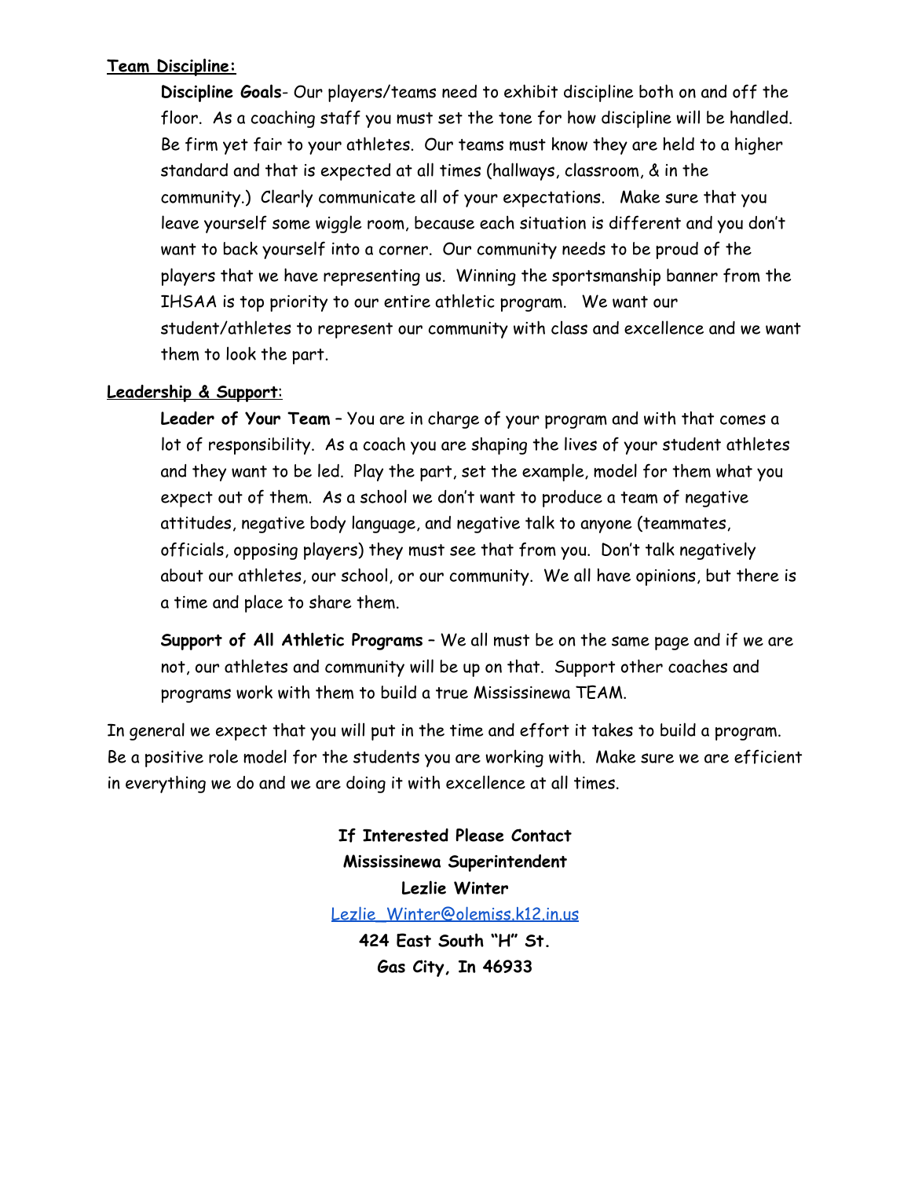**Team Discipline:**

**Discipline Goals**- Our players/teams need to exhibit discipline both on and off the floor. As a coaching staff you must set the tone for how discipline will be handled. Be firm yet fair to your athletes. Our teams must know they are held to a higher standard and that is expected at all times (hallways, classroom, & in the community.) Clearly communicate all of your expectations. Make sure that you leave yourself some wiggle room, because each situation is different and you don't want to back yourself into a corner. Our community needs to be proud of the players that we have representing us. Winning the sportsmanship banner from the IHSAA is top priority to our entire athletic program. We want our student/athletes to represent our community with class and excellence and we want them to look the part.

**Leadership & Support**:

**Leader of Your Team** – You are in charge of your program and with that comes a lot of responsibility. As a coach you are shaping the lives of your student athletes and they want to be led. Play the part, set the example, model for them what you expect out of them. As a school we don't want to produce a team of negative attitudes, negative body language, and negative talk to anyone (teammates, officials, opposing players) they must see that from you. Don't talk negatively about our athletes, our school, or our community. We all have opinions, but there is a time and place to share them.

**Support of All Athletic Programs** – We all must be on the same page and if we are not, our athletes and community will be up on that. Support other coaches and programs work with them to build a true Mississinewa TEAM.

In general we expect that you will put in the time and effort it takes to build a program. Be a positive role model for the students you are working with. Make sure we are efficient in everything we do and we are doing it with excellence at all times.

**If Interested Please Contact**
**Mississinewa Superintendent**
**Lezlie Winter**
Lezlie_Winter@olemiss.k12.in.us
**424 East South "H" St.**
**Gas City, In 46933**